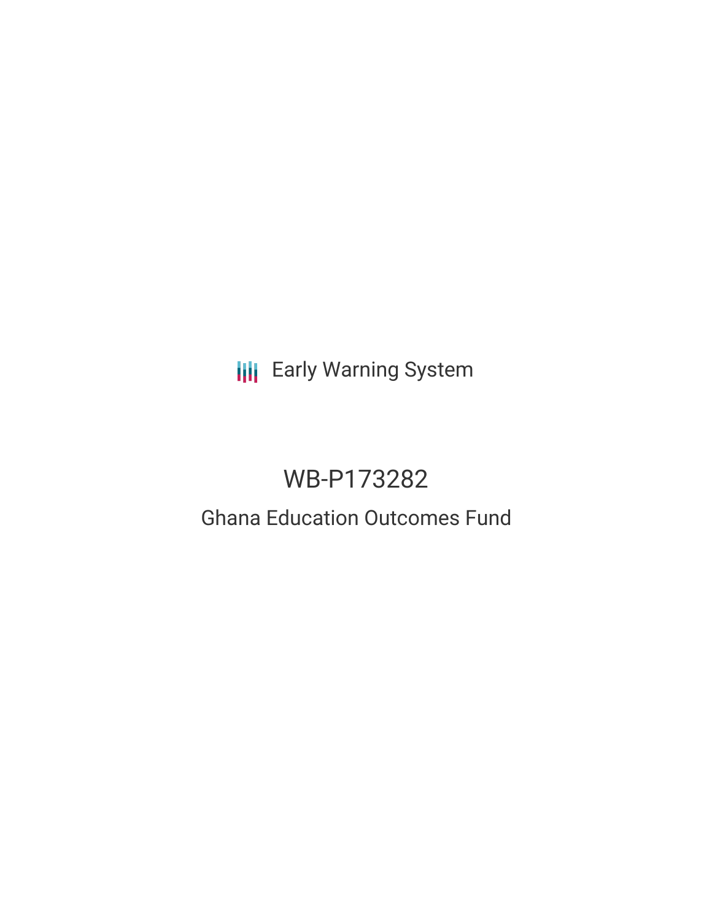Early Warning System

# WB-P173282

## Ghana Education Outcomes Fund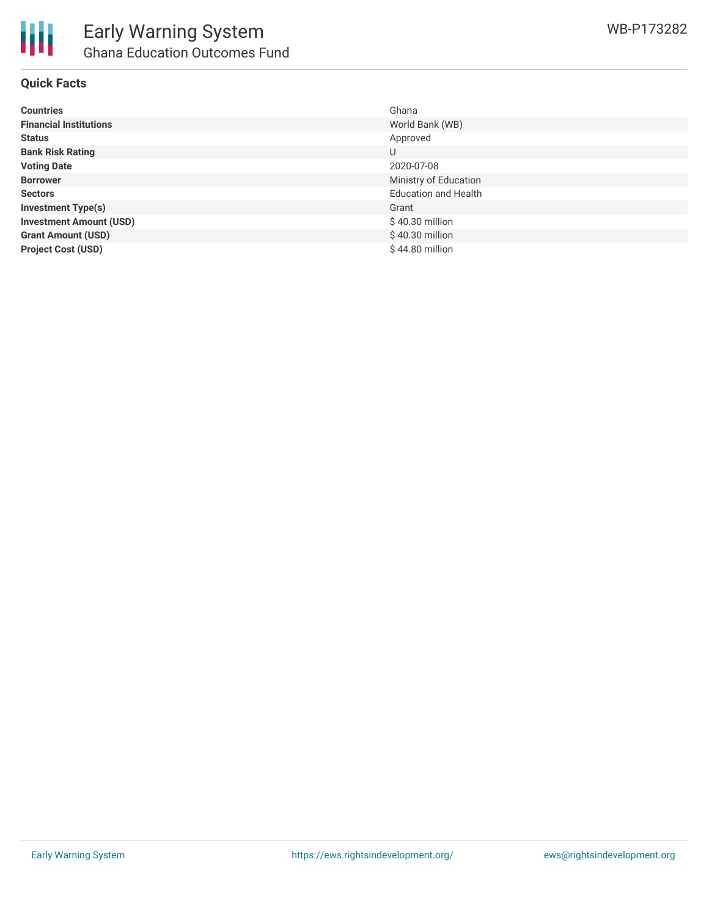## Quick Facts

| | |
|---|---|
| **Countries** | Ghana |
| **Financial Institutions** | World Bank (WB) |
| **Status** | Approved |
| **Bank Risk Rating** | U |
| **Voting Date** | 2020-07-08 |
| **Borrower** | Ministry of Education |
| **Sectors** | Education and Health |
| **Investment Type(s)** | Grant |
| **Investment Amount (USD)** | $ 40.30 million |
| **Grant Amount (USD)** | $ 40.30 million |
| **Project Cost (USD)** | $ 44.80 million |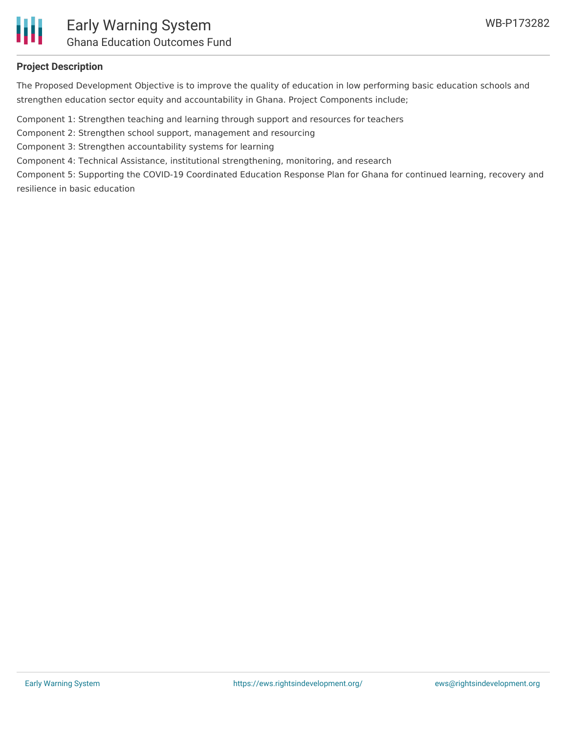## Project Description

The Proposed Development Objective is to improve the quality of education in low performing basic education schools and strengthen education sector equity and accountability in Ghana. Project Components include;

Component 1: Strengthen teaching and learning through support and resources for teachers
Component 2: Strengthen school support, management and resourcing
Component 3: Strengthen accountability systems for learning
Component 4: Technical Assistance, institutional strengthening, monitoring, and research
Component 5: Supporting the COVID-19 Coordinated Education Response Plan for Ghana for continued learning, recovery and resilience in basic education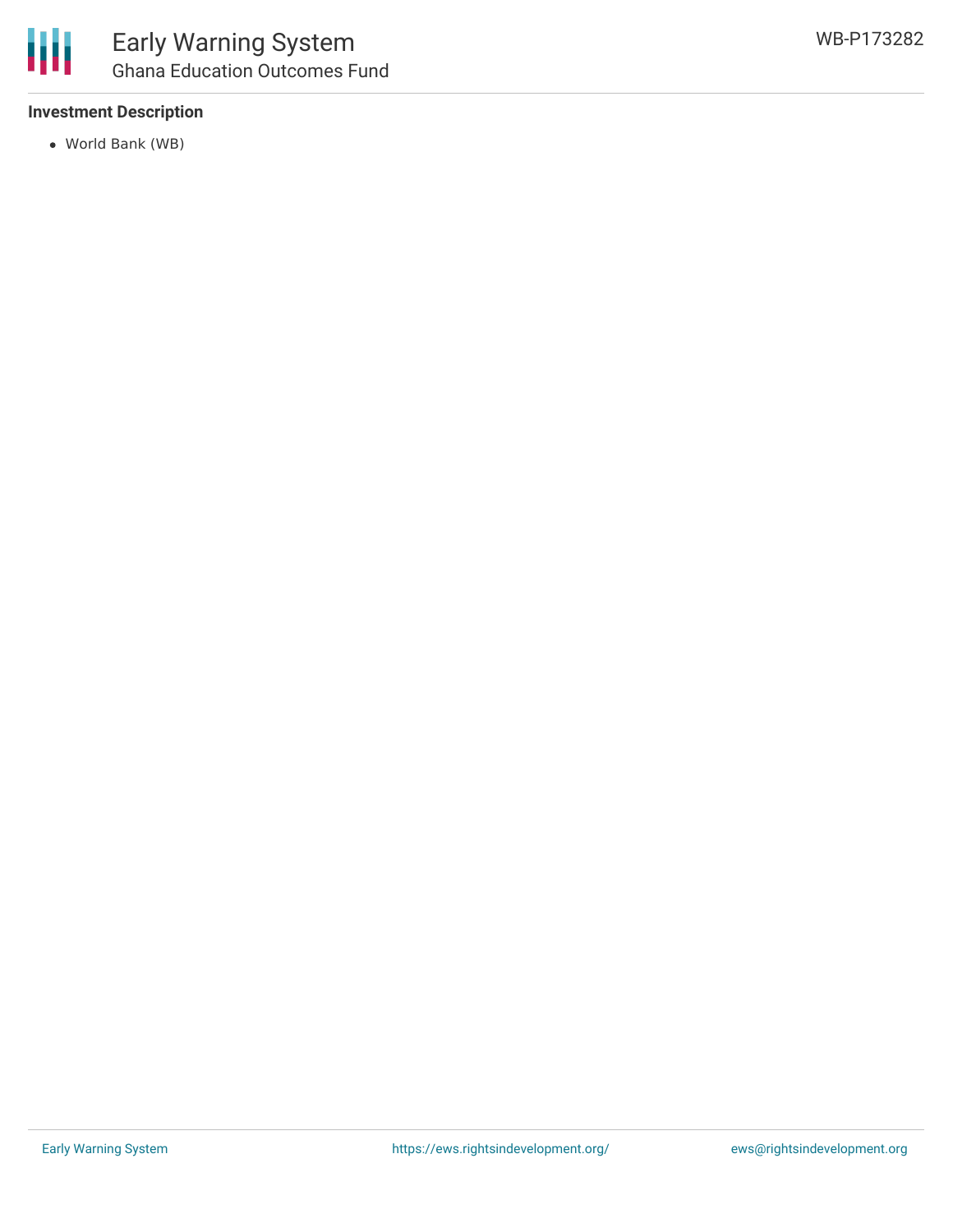### Investment Description

- World Bank (WB)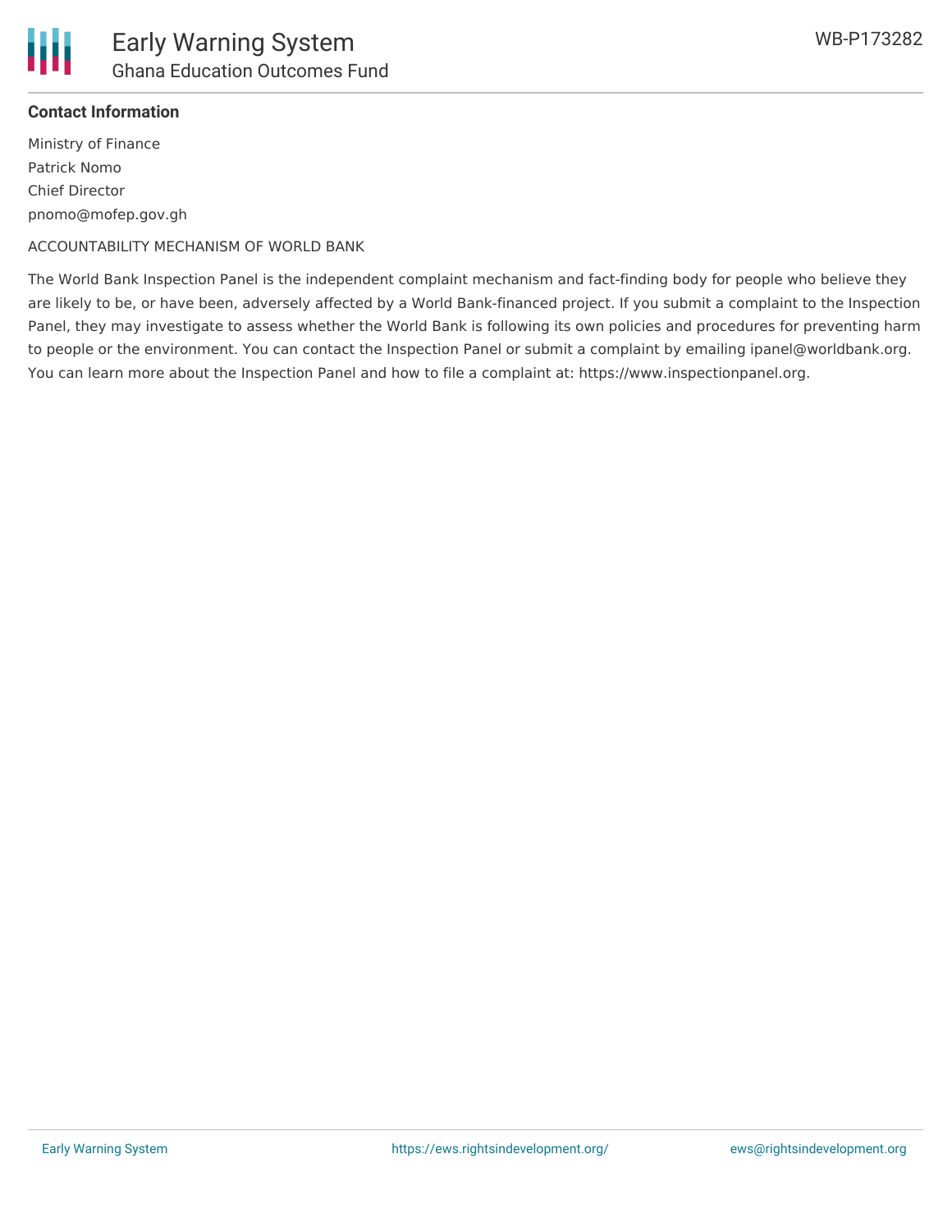**Contact Information**

Ministry of Finance
Patrick Nomo
Chief Director
pnomo@mofep.gov.gh

ACCOUNTABILITY MECHANISM OF WORLD BANK

The World Bank Inspection Panel is the independent complaint mechanism and fact-finding body for people who believe they are likely to be, or have been, adversely affected by a World Bank-financed project. If you submit a complaint to the Inspection Panel, they may investigate to assess whether the World Bank is following its own policies and procedures for preventing harm to people or the environment. You can contact the Inspection Panel or submit a complaint by emailing ipanel@worldbank.org. You can learn more about the Inspection Panel and how to file a complaint at: https://www.inspectionpanel.org.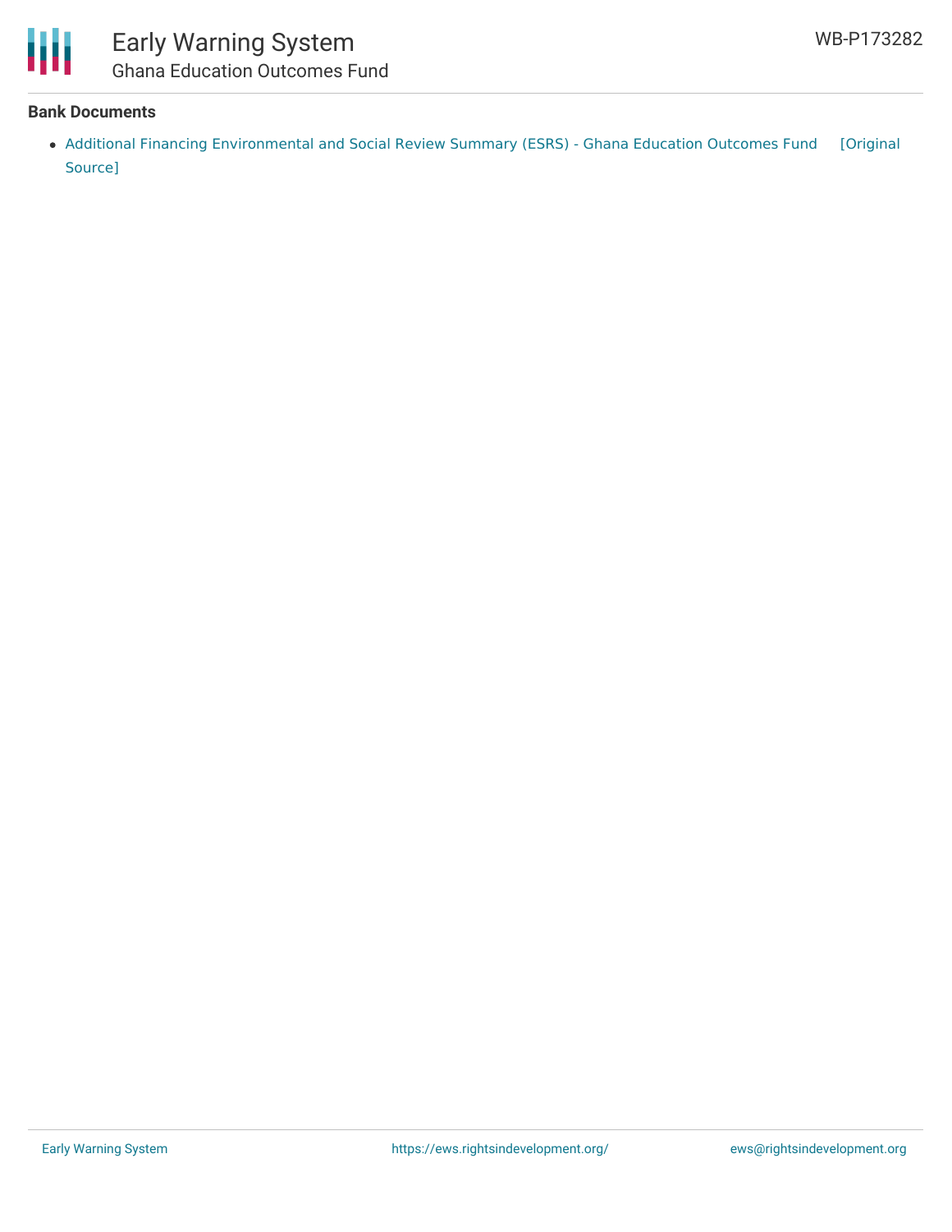**Bank Documents**

- Additional Financing Environmental and Social Review Summary (ESRS) - Ghana Education Outcomes Fund [Original Source]